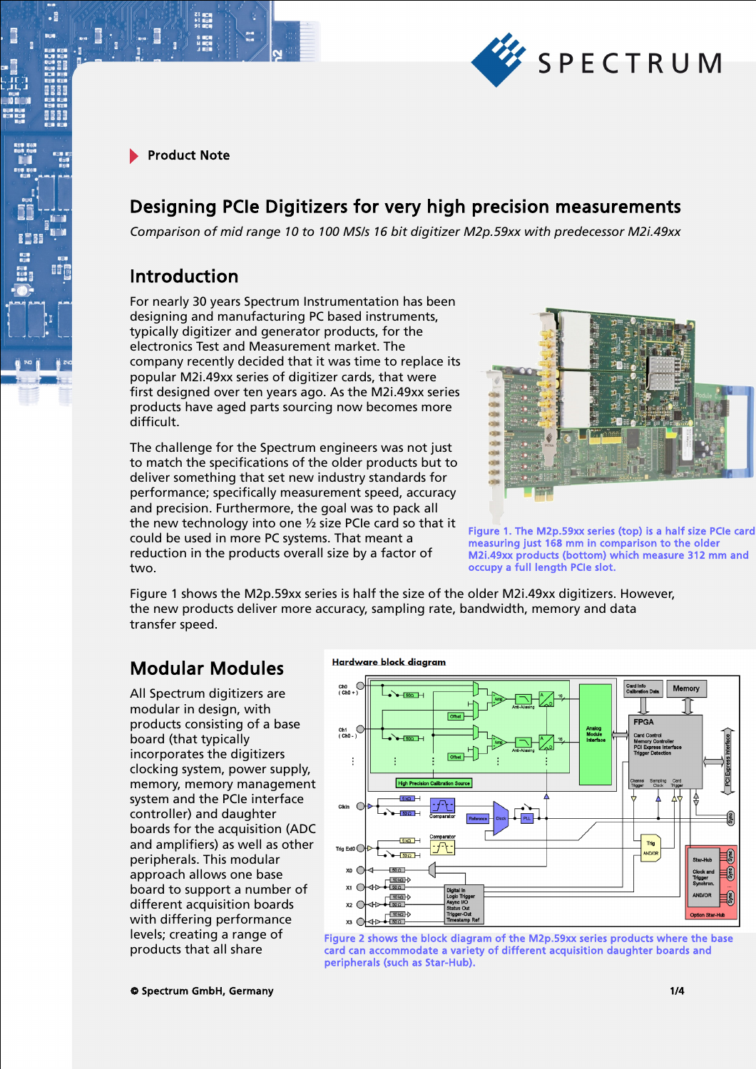Product Note

# Designing PCIe Digitizers for very high precision measurements

*Comparison of mid range 10 to 100 MS/s 16 bit digitizer M2p.59xx with predecessor M2i.49xx*

## Introduction

For nearly 30 years Spectrum Instrumentation has been designing and manufacturing PC based instruments, typically digitizer and generator products, for the electronics Test and Measurement market. The company recently decided that it was time to replace its popular M2i.49xx series of digitizer cards, that were first designed over ten years ago. As the M2i.49xx series products have aged parts sourcing now becomes more difficult.

The challenge for the Spectrum engineers was not just to match the specifications of the older products but to deliver something that set new industry standards for performance; specifically measurement speed, accuracy and precision. Furthermore, the goal was to pack all the new technology into one ½ size PCIe card so that it could be used in more PC systems. That meant a reduction in the products overall size by a factor of two.

Figure 1. The M2p.59xx series (top) is a half size PCIe card measuring just 168 mm in comparison to the older M2i.49xx products (bottom) which measure 312 mm and occupy a full length PCIe slot.

Figure 1 shows the M2p.59xx series is half the size of the older M2i.49xx digitizers. However, the new products deliver more accuracy, sampling rate, bandwidth, memory and data transfer speed.

## Modular Modules

All Spectrum digitizers are modular in design, with products consisting of a base board (that typically incorporates the digitizers clocking system, power supply, memory, memory management system and the PCIe interface controller) and daughter boards for the acquisition (ADC and amplifiers) as well as other peripherals. This modular approach allows one base board to support a number of different acquisition boards with differing performance levels; creating a range of products that all share

Figure 2 shows the block diagram of the M2p.59xx series products where the base card can accommodate a variety of different acquisition daughter boards and peripherals (such as Star-Hub).

© Spectrum GmbH, Germany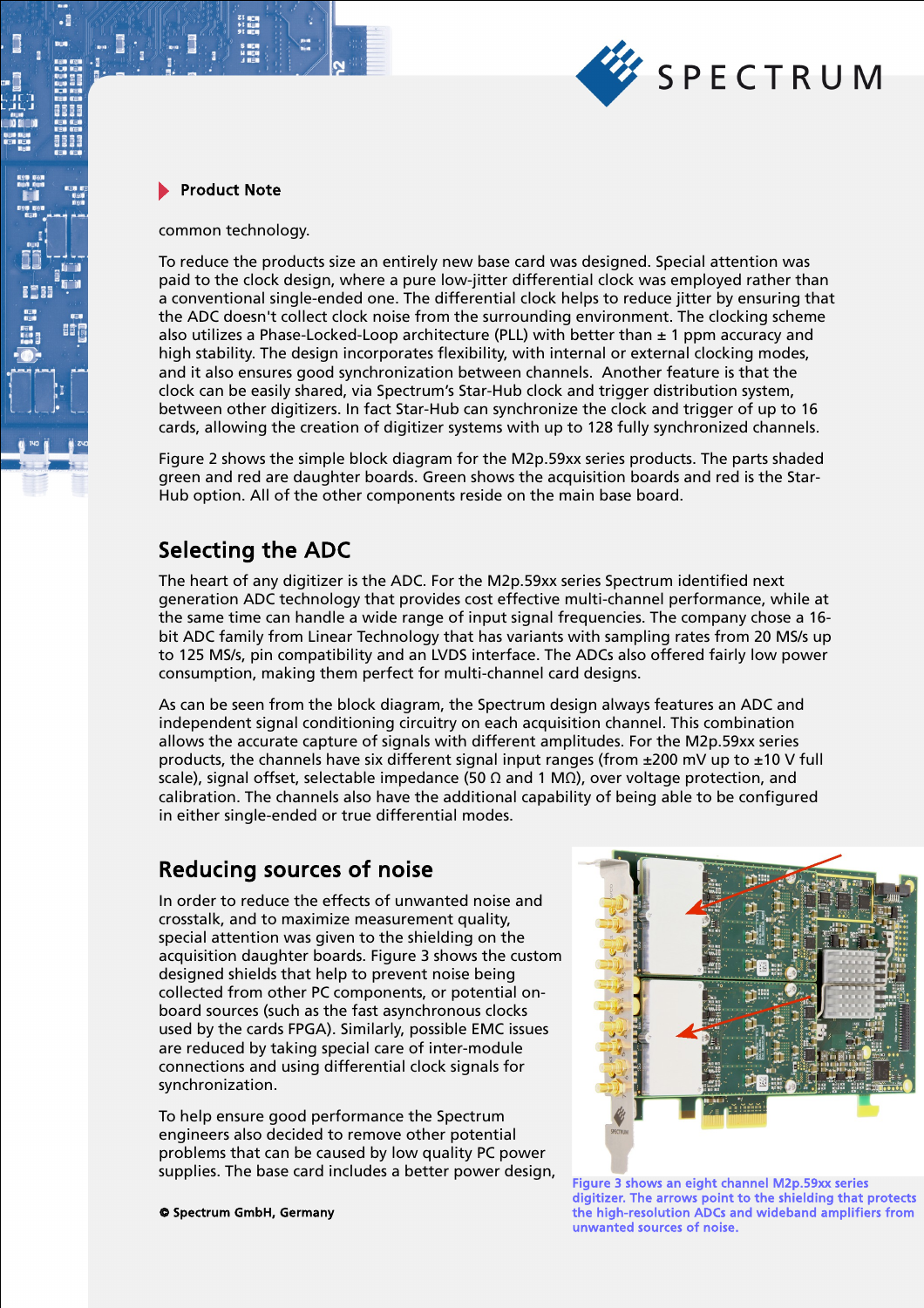common technology.

To reduce the products size an entirely new base card was designed. Special attention was paid to the clock design, where a pure low-jitter differential clock was employed rather than a conventional single-ended one. The differential clock helps to reduce jitter by ensuring that the ADC doesn't collect clock noise from the surrounding environment. The clocking scheme also utilizes a Phase-Locked-Loop architecture (PLL) with better than ± 1 ppm accuracy and high stability. The design incorporates flexibility, with internal or external clocking modes, and it also ensures good synchronization between channels. Another feature is that the clock can be easily shared, via Spectrum's Star-Hub clock and trigger distribution system, between other digitizers. In fact Star-Hub can synchronize the clock and trigger of up to 16 cards, allowing the creation of digitizer systems with up to 128 fully synchronized channels.

Figure 2 shows the simple block diagram for the M2p.59xx series products. The parts shaded green and red are daughter boards. Green shows the acquisition boards and red is the Star-Hub option. All of the other components reside on the main base board.

## Selecting the ADC

The heart of any digitizer is the ADC. For the M2p.59xx series Spectrum identified next generation ADC technology that provides cost effective multi-channel performance, while at the same time can handle a wide range of input signal frequencies. The company chose a 16-bit ADC family from Linear Technology that has variants with sampling rates from 20 MS/s up to 125 MS/s, pin compatibility and an LVDS interface. The ADCs also offered fairly low power consumption, making them perfect for multi-channel card designs.

As can be seen from the block diagram, the Spectrum design always features an ADC and independent signal conditioning circuitry on each acquisition channel. This combination allows the accurate capture of signals with different amplitudes. For the M2p.59xx series products, the channels have six different signal input ranges (from ±200 mV up to ±10 V full scale), signal offset, selectable impedance (50 Ω and 1 MΩ), over voltage protection, and calibration. The channels also have the additional capability of being able to be configured in either single-ended or true differential modes.

## Reducing sources of noise

In order to reduce the effects of unwanted noise and crosstalk, and to maximize measurement quality, special attention was given to the shielding on the acquisition daughter boards. Figure 3 shows the custom designed shields that help to prevent noise being collected from other PC components, or potential on-board sources (such as the fast asynchronous clocks used by the cards FPGA). Similarly, possible EMC issues are reduced by taking special care of inter-module connections and using differential clock signals for synchronization.

To help ensure good performance the Spectrum engineers also decided to remove other potential problems that can be caused by low quality PC power supplies. The base card includes a better power design,

Figure 3 shows an eight channel M2p.59xx series digitizer. The arrows point to the shielding that protects the high-resolution ADCs and wideband amplifiers from unwanted sources of noise.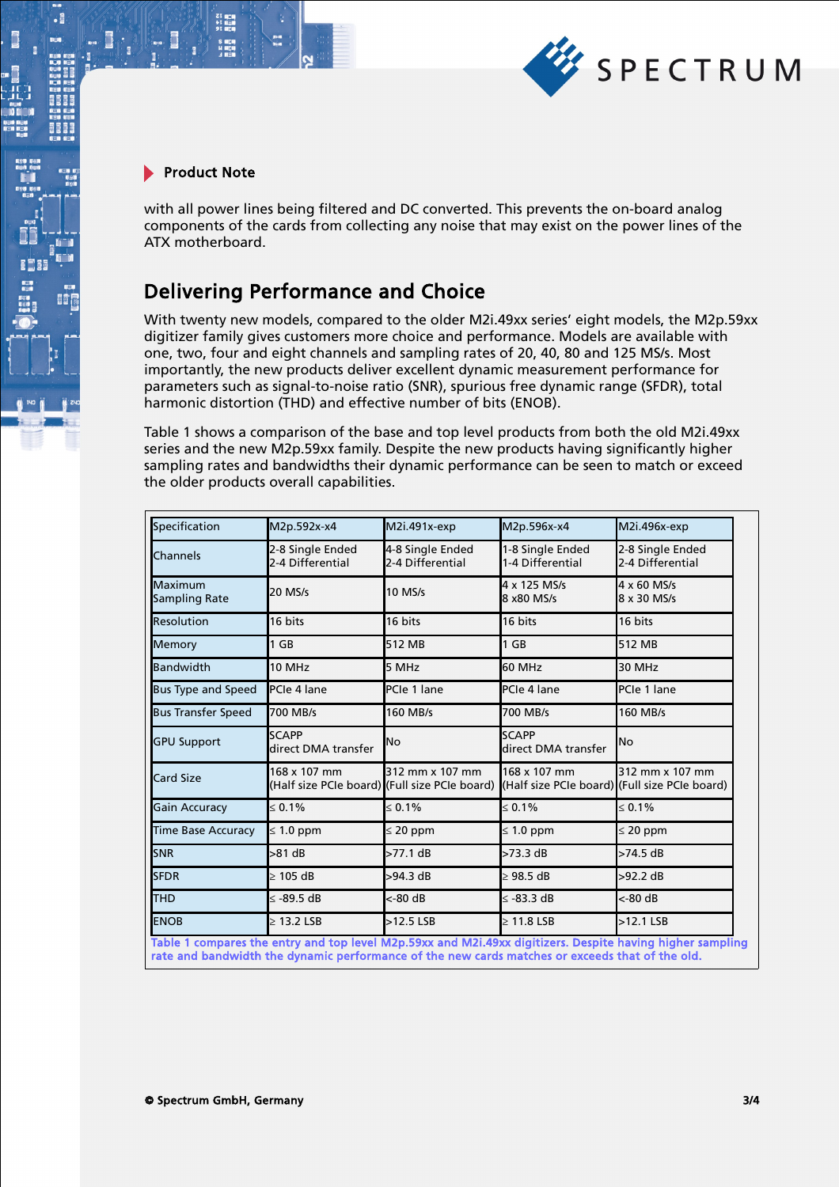with all power lines being filtered and DC converted. This prevents the on-board analog components of the cards from collecting any noise that may exist on the power lines of the ATX motherboard.

## Delivering Performance and Choice

With twenty new models, compared to the older M2i.49xx series' eight models, the M2p.59xx digitizer family gives customers more choice and performance. Models are available with one, two, four and eight channels and sampling rates of 20, 40, 80 and 125 MS/s. Most importantly, the new products deliver excellent dynamic measurement performance for parameters such as signal-to-noise ratio (SNR), spurious free dynamic range (SFDR), total harmonic distortion (THD) and effective number of bits (ENOB).

Table 1 shows a comparison of the base and top level products from both the old M2i.49xx series and the new M2p.59xx family. Despite the new products having significantly higher sampling rates and bandwidths their dynamic performance can be seen to match or exceed the older products overall capabilities.

| Specification | M2p.592x-x4 | M2i.491x-exp | M2p.596x-x4 | M2i.496x-exp |
|---|---|---|---|---|
| Channels | 2-8 Single Ended<br>2-4 Differential | 4-8 Single Ended<br>2-4 Differential | 1-8 Single Ended<br>1-4 Differential | 2-8 Single Ended<br>2-4 Differential |
| Maximum Sampling Rate | 20 MS/s | 10 MS/s | 4 x 125 MS/s<br>8 x80 MS/s | 4 x 60 MS/s<br>8 x 30 MS/s |
| Resolution | 16 bits | 16 bits | 16 bits | 16 bits |
| Memory | 1 GB | 512 MB | 1 GB | 512 MB |
| Bandwidth | 10 MHz | 5 MHz | 60 MHz | 30 MHz |
| Bus Type and Speed | PCIe 4 lane | PCIe 1 lane | PCIe 4 lane | PCIe 1 lane |
| Bus Transfer Speed | 700 MB/s | 160 MB/s | 700 MB/s | 160 MB/s |
| GPU Support | SCAPP<br>direct DMA transfer | No | SCAPP<br>direct DMA transfer | No |
| Card Size | 168 x 107 mm<br>(Half size PCIe board) | 312 mm x 107 mm<br>(Full size PCIe board) | 168 x 107 mm<br>(Half size PCIe board) | 312 mm x 107 mm<br>(Full size PCIe board) |
| Gain Accuracy | ≤ 0.1% | ≤ 0.1% | ≤ 0.1% | ≤ 0.1% |
| Time Base Accuracy | ≤ 1.0 ppm | ≤ 20 ppm | ≤ 1.0 ppm | ≤ 20 ppm |
| SNR | >81 dB | >77.1 dB | >73.3 dB | >74.5 dB |
| SFDR | ≥ 105 dB | >94.3 dB | ≥ 98.5 dB | >92.2 dB |
| THD | ≤ -89.5 dB | <-80 dB | ≤ -83.3 dB | <-80 dB |
| ENOB | ≥ 13.2 LSB | >12.5 LSB | ≥ 11.8 LSB | >12.1 LSB |

Table 1 compares the entry and top level M2p.59xx and M2i.49xx digitizers. Despite having higher sampling rate and bandwidth the dynamic performance of the new cards matches or exceeds that of the old.

© Spectrum GmbH, Germany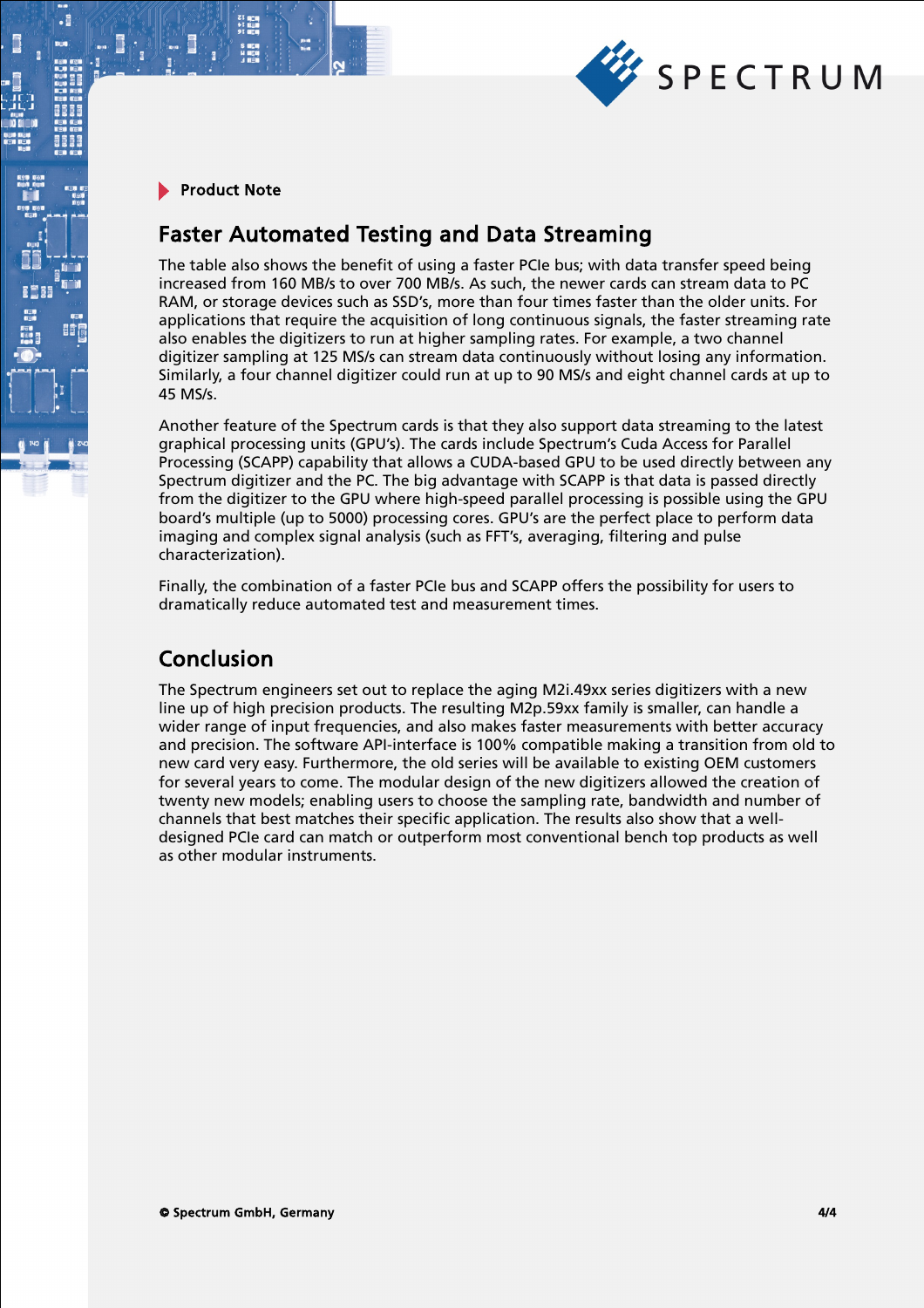Product Note

## Faster Automated Testing and Data Streaming

The table also shows the benefit of using a faster PCIe bus; with data transfer speed being increased from 160 MB/s to over 700 MB/s. As such, the newer cards can stream data to PC RAM, or storage devices such as SSD's, more than four times faster than the older units. For applications that require the acquisition of long continuous signals, the faster streaming rate also enables the digitizers to run at higher sampling rates. For example, a two channel digitizer sampling at 125 MS/s can stream data continuously without losing any information. Similarly, a four channel digitizer could run at up to 90 MS/s and eight channel cards at up to 45 MS/s.

Another feature of the Spectrum cards is that they also support data streaming to the latest graphical processing units (GPU's). The cards include Spectrum's Cuda Access for Parallel Processing (SCAPP) capability that allows a CUDA-based GPU to be used directly between any Spectrum digitizer and the PC. The big advantage with SCAPP is that data is passed directly from the digitizer to the GPU where high-speed parallel processing is possible using the GPU board's multiple (up to 5000) processing cores. GPU's are the perfect place to perform data imaging and complex signal analysis (such as FFT's, averaging, filtering and pulse characterization).

Finally, the combination of a faster PCIe bus and SCAPP offers the possibility for users to dramatically reduce automated test and measurement times.

## Conclusion

The Spectrum engineers set out to replace the aging M2i.49xx series digitizers with a new line up of high precision products. The resulting M2p.59xx family is smaller, can handle a wider range of input frequencies, and also makes faster measurements with better accuracy and precision. The software API-interface is 100% compatible making a transition from old to new card very easy. Furthermore, the old series will be available to existing OEM customers for several years to come. The modular design of the new digitizers allowed the creation of twenty new models; enabling users to choose the sampling rate, bandwidth and number of channels that best matches their specific application. The results also show that a well-designed PCIe card can match or outperform most conventional bench top products as well as other modular instruments.